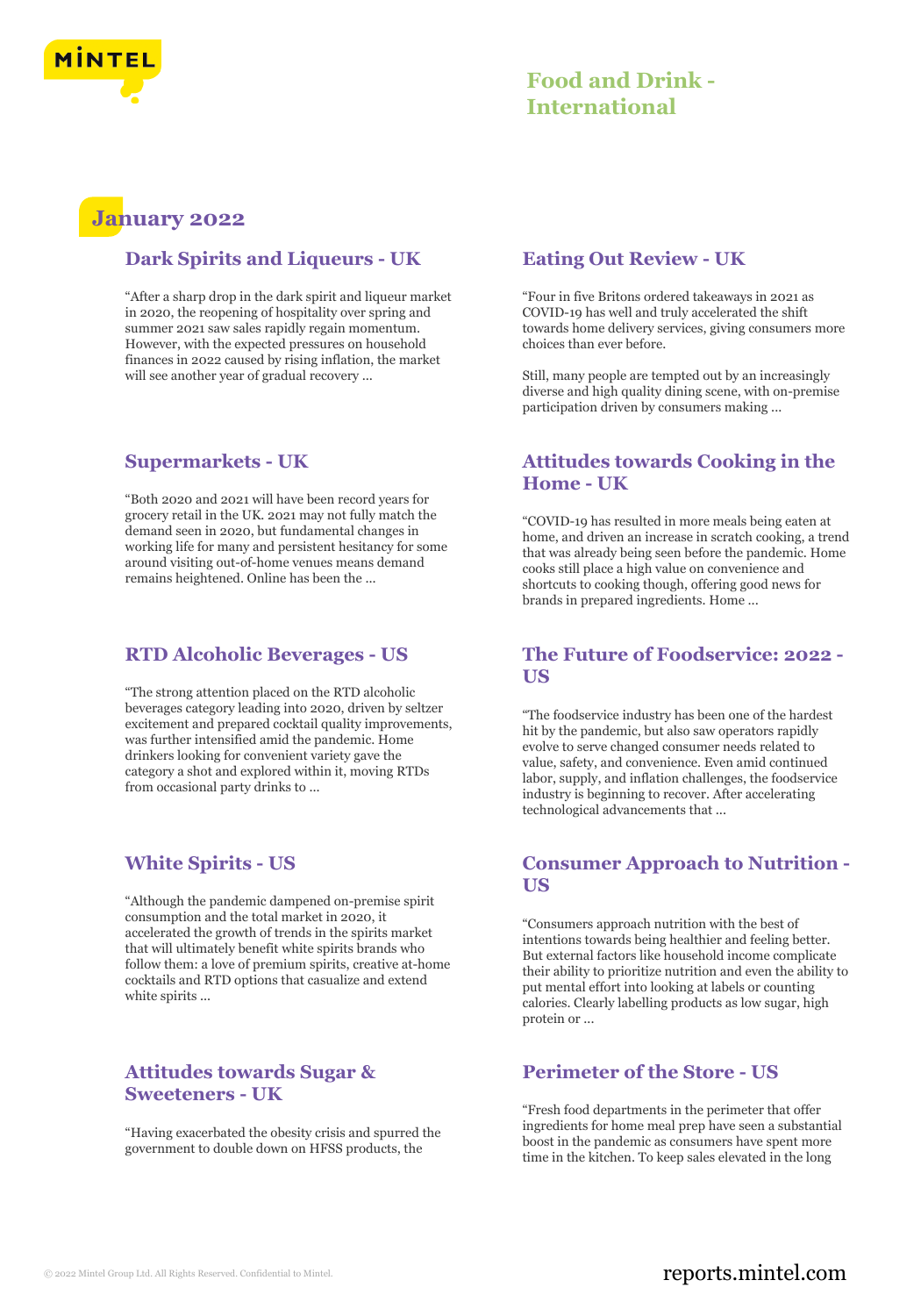# Food and Drink - International

## January 2022

### Dark Spirits and Liqueurs - UK

"After a sharp drop in the dark spirit and liqueur market in 2020, the reopening of hospitality over spring and summer 2021 saw sales rapidly regain momentum. However, with the expected pressures on household finances in 2022 caused by rising inflation, the market will see another year of gradual recovery ...

### Supermarkets - UK

"Both 2020 and 2021 will have been record years for grocery retail in the UK. 2021 may not fully match the demand seen in 2020, but fundamental changes in working life for many and persistent hesitancy for some around visiting out-of-home venues means demand remains heightened. Online has been the ...

### RTD Alcoholic Beverages - US

"The strong attention placed on the RTD alcoholic beverages category leading into 2020, driven by seltzer excitement and prepared cocktail quality improvements, was further intensified amid the pandemic. Home drinkers looking for convenient variety gave the category a shot and explored within it, moving RTDs from occasional party drinks to ...

### White Spirits - US

"Although the pandemic dampened on-premise spirit consumption and the total market in 2020, it accelerated the growth of trends in the spirits market that will ultimately benefit white spirits brands who follow them: a love of premium spirits, creative at-home cocktails and RTD options that casualize and extend white spirits ...

### Attitudes towards Sugar & Sweeteners - UK

"Having exacerbated the obesity crisis and spurred the government to double down on HFSS products, the

### Eating Out Review - UK

"Four in five Britons ordered takeaways in 2021 as COVID-19 has well and truly accelerated the shift towards home delivery services, giving consumers more choices than ever before.

Still, many people are tempted out by an increasingly diverse and high quality dining scene, with on-premise participation driven by consumers making ...

### Attitudes towards Cooking in the Home - UK

"COVID-19 has resulted in more meals being eaten at home, and driven an increase in scratch cooking, a trend that was already being seen before the pandemic. Home cooks still place a high value on convenience and shortcuts to cooking though, offering good news for brands in prepared ingredients. Home ...

### The Future of Foodservice: 2022 - US

"The foodservice industry has been one of the hardest hit by the pandemic, but also saw operators rapidly evolve to serve changed consumer needs related to value, safety, and convenience. Even amid continued labor, supply, and inflation challenges, the foodservice industry is beginning to recover. After accelerating technological advancements that ...

### Consumer Approach to Nutrition - US

"Consumers approach nutrition with the best of intentions towards being healthier and feeling better. But external factors like household income complicate their ability to prioritize nutrition and even the ability to put mental effort into looking at labels or counting calories. Clearly labelling products as low sugar, high protein or ...

### Perimeter of the Store - US

"Fresh food departments in the perimeter that offer ingredients for home meal prep have seen a substantial boost in the pandemic as consumers have spent more time in the kitchen. To keep sales elevated in the long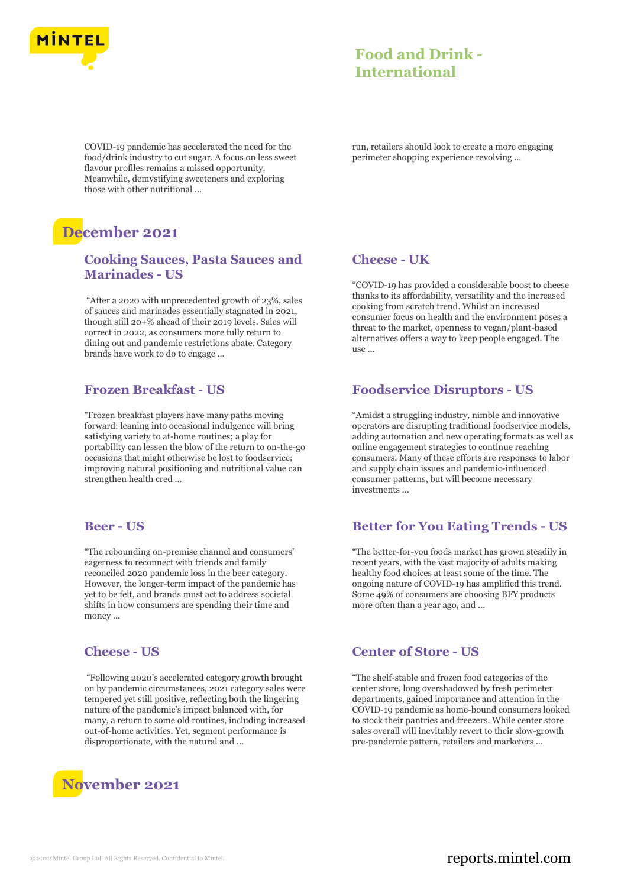COVID-19 pandemic has accelerated the need for the food/drink industry to cut sugar. A focus on less sweet flavour profiles remains a missed opportunity. Meanwhile, demystifying sweeteners and exploring those with other nutritional ...

run, retailers should look to create a more engaging perimeter shopping experience revolving ...

## December 2021

### Cooking Sauces, Pasta Sauces and Marinades - US

"After a 2020 with unprecedented growth of 23%, sales of sauces and marinades essentially stagnated in 2021, though still 20+% ahead of their 2019 levels. Sales will correct in 2022, as consumers more fully return to dining out and pandemic restrictions abate. Category brands have work to do to engage ...

### Cheese - UK

"COVID-19 has provided a considerable boost to cheese thanks to its affordability, versatility and the increased cooking from scratch trend. Whilst an increased consumer focus on health and the environment poses a threat to the market, openness to vegan/plant-based alternatives offers a way to keep people engaged. The use ...

### Frozen Breakfast - US

"Frozen breakfast players have many paths moving forward: leaning into occasional indulgence will bring satisfying variety to at-home routines; a play for portability can lessen the blow of the return to on-the-go occasions that might otherwise be lost to foodservice; improving natural positioning and nutritional value can strengthen health cred ...

### Foodservice Disruptors - US

"Amidst a struggling industry, nimble and innovative operators are disrupting traditional foodservice models, adding automation and new operating formats as well as online engagement strategies to continue reaching consumers. Many of these efforts are responses to labor and supply chain issues and pandemic-influenced consumer patterns, but will become necessary investments ...

### Beer - US

"The rebounding on-premise channel and consumers' eagerness to reconnect with friends and family reconciled 2020 pandemic loss in the beer category. However, the longer-term impact of the pandemic has yet to be felt, and brands must act to address societal shifts in how consumers are spending their time and money ...

### Better for You Eating Trends - US

"The better-for-you foods market has grown steadily in recent years, with the vast majority of adults making healthy food choices at least some of the time. The ongoing nature of COVID-19 has amplified this trend. Some 49% of consumers are choosing BFY products more often than a year ago, and ...

### Cheese - US

"Following 2020's accelerated category growth brought on by pandemic circumstances, 2021 category sales were tempered yet still positive, reflecting both the lingering nature of the pandemic's impact balanced with, for many, a return to some old routines, including increased out-of-home activities. Yet, segment performance is disproportionate, with the natural and ...

### Center of Store - US

"The shelf-stable and frozen food categories of the center store, long overshadowed by fresh perimeter departments, gained importance and attention in the COVID-19 pandemic as home-bound consumers looked to stock their pantries and freezers. While center store sales overall will inevitably revert to their slow-growth pre-pandemic pattern, retailers and marketers ...

## November 2021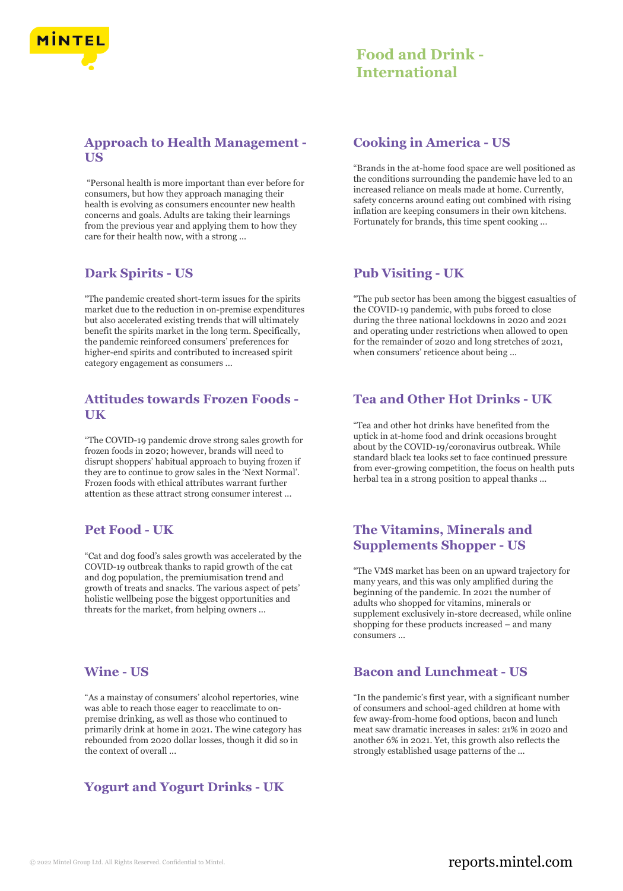# Food and Drink - International

## Approach to Health Management - US

"Personal health is more important than ever before for consumers, but how they approach managing their health is evolving as consumers encounter new health concerns and goals. Adults are taking their learnings from the previous year and applying them to how they care for their health now, with a strong ...

## Cooking in America - US

"Brands in the at-home food space are well positioned as the conditions surrounding the pandemic have led to an increased reliance on meals made at home. Currently, safety concerns around eating out combined with rising inflation are keeping consumers in their own kitchens. Fortunately for brands, this time spent cooking ...

## Dark Spirits - US

"The pandemic created short-term issues for the spirits market due to the reduction in on-premise expenditures but also accelerated existing trends that will ultimately benefit the spirits market in the long term. Specifically, the pandemic reinforced consumers' preferences for higher-end spirits and contributed to increased spirit category engagement as consumers ...

## Pub Visiting - UK

"The pub sector has been among the biggest casualties of the COVID-19 pandemic, with pubs forced to close during the three national lockdowns in 2020 and 2021 and operating under restrictions when allowed to open for the remainder of 2020 and long stretches of 2021, when consumers' reticence about being ...

## Attitudes towards Frozen Foods - UK

"The COVID-19 pandemic drove strong sales growth for frozen foods in 2020; however, brands will need to disrupt shoppers' habitual approach to buying frozen if they are to continue to grow sales in the 'Next Normal'. Frozen foods with ethical attributes warrant further attention as these attract strong consumer interest ...

## Tea and Other Hot Drinks - UK

"Tea and other hot drinks have benefited from the uptick in at-home food and drink occasions brought about by the COVID-19/coronavirus outbreak. While standard black tea looks set to face continued pressure from ever-growing competition, the focus on health puts herbal tea in a strong position to appeal thanks ...

## Pet Food - UK

"Cat and dog food's sales growth was accelerated by the COVID-19 outbreak thanks to rapid growth of the cat and dog population, the premiumisation trend and growth of treats and snacks. The various aspect of pets' holistic wellbeing pose the biggest opportunities and threats for the market, from helping owners ...

## The Vitamins, Minerals and Supplements Shopper - US

"The VMS market has been on an upward trajectory for many years, and this was only amplified during the beginning of the pandemic. In 2021 the number of adults who shopped for vitamins, minerals or supplement exclusively in-store decreased, while online shopping for these products increased – and many consumers ...

## Wine - US

"As a mainstay of consumers' alcohol repertories, wine was able to reach those eager to reacclimate to on-premise drinking, as well as those who continued to primarily drink at home in 2021. The wine category has rebounded from 2020 dollar losses, though it did so in the context of overall ...

## Bacon and Lunchmeat - US

"In the pandemic's first year, with a significant number of consumers and school-aged children at home with few away-from-home food options, bacon and lunch meat saw dramatic increases in sales: 21% in 2020 and another 6% in 2021. Yet, this growth also reflects the strongly established usage patterns of the ...

## Yogurt and Yogurt Drinks - UK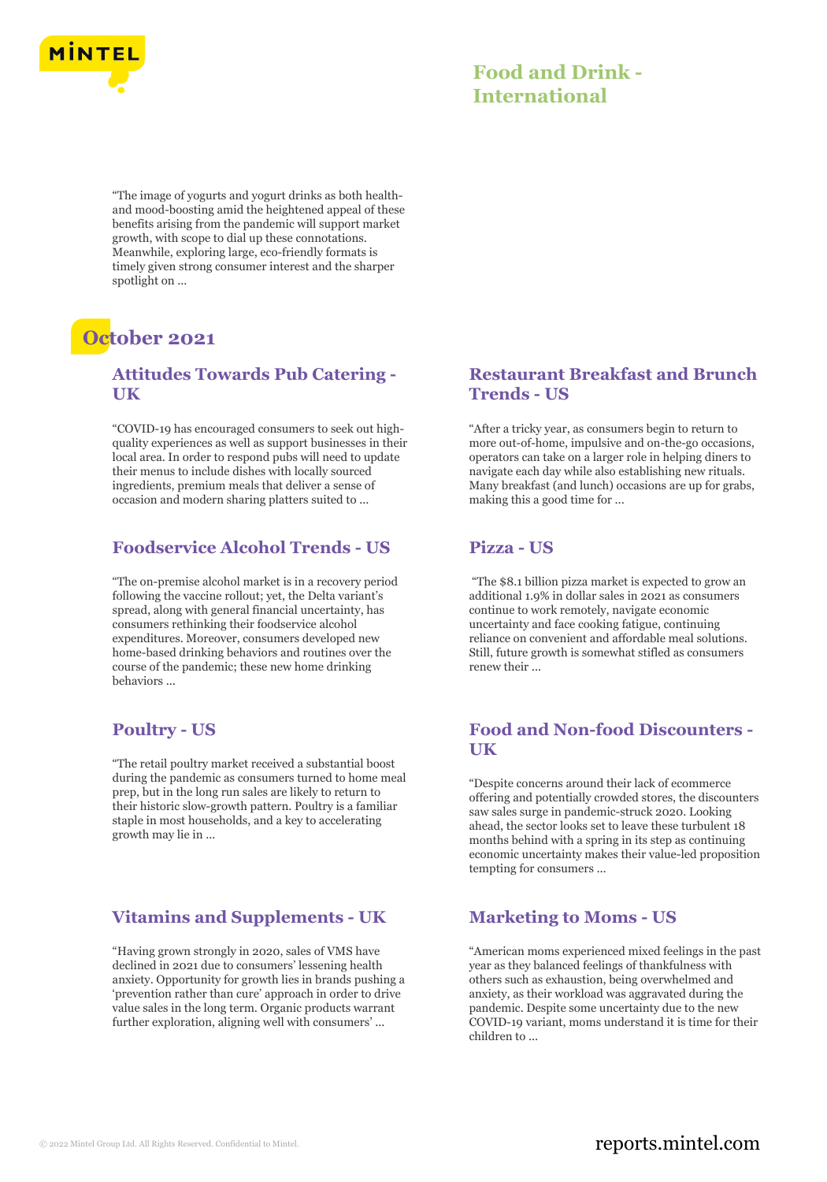"The image of yogurts and yogurt drinks as both health- and mood-boosting amid the heightened appeal of these benefits arising from the pandemic will support market growth, with scope to dial up these connotations. Meanwhile, exploring large, eco-friendly formats is timely given strong consumer interest and the sharper spotlight on ...

## October 2021

### Attitudes Towards Pub Catering - UK

"COVID-19 has encouraged consumers to seek out high-quality experiences as well as support businesses in their local area. In order to respond pubs will need to update their menus to include dishes with locally sourced ingredients, premium meals that deliver a sense of occasion and modern sharing platters suited to ...

### Restaurant Breakfast and Brunch Trends - US

"After a tricky year, as consumers begin to return to more out-of-home, impulsive and on-the-go occasions, operators can take on a larger role in helping diners to navigate each day while also establishing new rituals. Many breakfast (and lunch) occasions are up for grabs, making this a good time for ...

### Foodservice Alcohol Trends - US

"The on-premise alcohol market is in a recovery period following the vaccine rollout; yet, the Delta variant's spread, along with general financial uncertainty, has consumers rethinking their foodservice alcohol expenditures. Moreover, consumers developed new home-based drinking behaviors and routines over the course of the pandemic; these new home drinking behaviors ...

### Pizza - US

"The $8.1 billion pizza market is expected to grow an additional 1.9% in dollar sales in 2021 as consumers continue to work remotely, navigate economic uncertainty and face cooking fatigue, continuing reliance on convenient and affordable meal solutions. Still, future growth is somewhat stifled as consumers renew their ...

### Poultry - US

"The retail poultry market received a substantial boost during the pandemic as consumers turned to home meal prep, but in the long run sales are likely to return to their historic slow-growth pattern. Poultry is a familiar staple in most households, and a key to accelerating growth may lie in ...

### Food and Non-food Discounters - UK

"Despite concerns around their lack of ecommerce offering and potentially crowded stores, the discounters saw sales surge in pandemic-struck 2020. Looking ahead, the sector looks set to leave these turbulent 18 months behind with a spring in its step as continuing economic uncertainty makes their value-led proposition tempting for consumers ...

### Vitamins and Supplements - UK

"Having grown strongly in 2020, sales of VMS have declined in 2021 due to consumers' lessening health anxiety. Opportunity for growth lies in brands pushing a 'prevention rather than cure' approach in order to drive value sales in the long term. Organic products warrant further exploration, aligning well with consumers' ...

### Marketing to Moms - US

"American moms experienced mixed feelings in the past year as they balanced feelings of thankfulness with others such as exhaustion, being overwhelmed and anxiety, as their workload was aggravated during the pandemic. Despite some uncertainty due to the new COVID-19 variant, moms understand it is time for their children to ...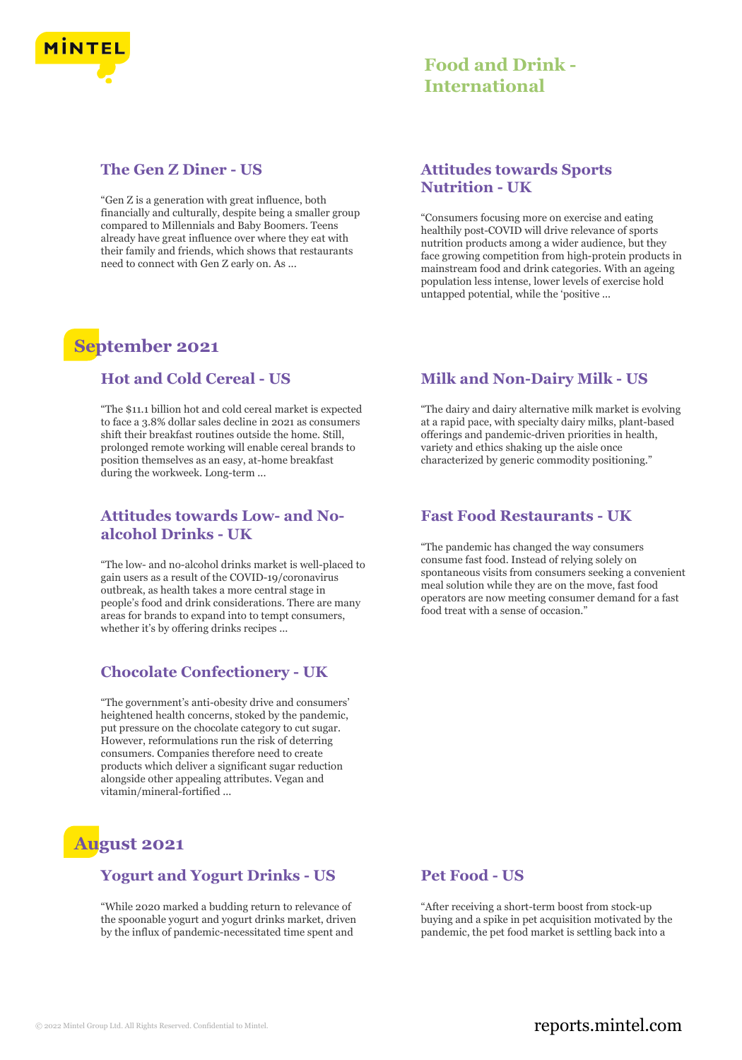# Food and Drink - International

### The Gen Z Diner - US

"Gen Z is a generation with great influence, both financially and culturally, despite being a smaller group compared to Millennials and Baby Boomers. Teens already have great influence over where they eat with their family and friends, which shows that restaurants need to connect with Gen Z early on. As ...

### Attitudes towards Sports Nutrition - UK

"Consumers focusing more on exercise and eating healthily post-COVID will drive relevance of sports nutrition products among a wider audience, but they face growing competition from high-protein products in mainstream food and drink categories. With an ageing population less intense, lower levels of exercise hold untapped potential, while the 'positive ...

## September 2021

### Hot and Cold Cereal - US

"The $11.1 billion hot and cold cereal market is expected to face a 3.8% dollar sales decline in 2021 as consumers shift their breakfast routines outside the home. Still, prolonged remote working will enable cereal brands to position themselves as an easy, at-home breakfast during the workweek. Long-term ...

### Milk and Non-Dairy Milk - US

"The dairy and dairy alternative milk market is evolving at a rapid pace, with specialty dairy milks, plant-based offerings and pandemic-driven priorities in health, variety and ethics shaking up the aisle once characterized by generic commodity positioning."

### Attitudes towards Low- and No-alcohol Drinks - UK

"The low- and no-alcohol drinks market is well-placed to gain users as a result of the COVID-19/coronavirus outbreak, as health takes a more central stage in people's food and drink considerations. There are many areas for brands to expand into to tempt consumers, whether it's by offering drinks recipes ...

### Fast Food Restaurants - UK

"The pandemic has changed the way consumers consume fast food. Instead of relying solely on spontaneous visits from consumers seeking a convenient meal solution while they are on the move, fast food operators are now meeting consumer demand for a fast food treat with a sense of occasion."

### Chocolate Confectionery - UK

"The government's anti-obesity drive and consumers' heightened health concerns, stoked by the pandemic, put pressure on the chocolate category to cut sugar. However, reformulations run the risk of deterring consumers. Companies therefore need to create products which deliver a significant sugar reduction alongside other appealing attributes. Vegan and vitamin/mineral-fortified ...

## August 2021

### Yogurt and Yogurt Drinks - US

"While 2020 marked a budding return to relevance of the spoonable yogurt and yogurt drinks market, driven by the influx of pandemic-necessitated time spent and

### Pet Food - US

"After receiving a short-term boost from stock-up buying and a spike in pet acquisition motivated by the pandemic, the pet food market is settling back into a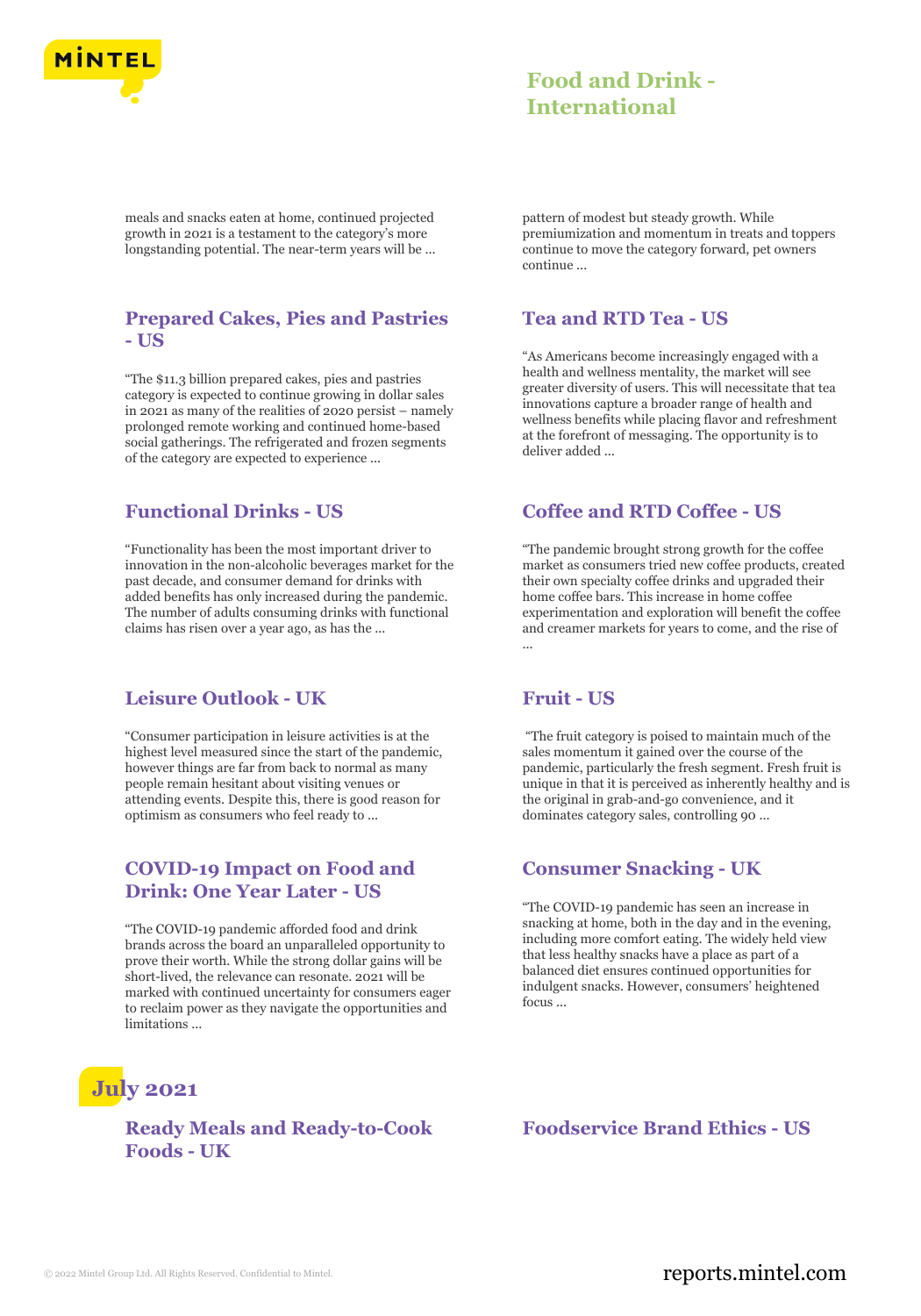meals and snacks eaten at home, continued projected growth in 2021 is a testament to the category's more longstanding potential. The near-term years will be ...

pattern of modest but steady growth. While premiumization and momentum in treats and toppers continue to move the category forward, pet owners continue ...

### Prepared Cakes, Pies and Pastries - US

"The $11.3 billion prepared cakes, pies and pastries category is expected to continue growing in dollar sales in 2021 as many of the realities of 2020 persist – namely prolonged remote working and continued home-based social gatherings. The refrigerated and frozen segments of the category are expected to experience ...

### Tea and RTD Tea - US

"As Americans become increasingly engaged with a health and wellness mentality, the market will see greater diversity of users. This will necessitate that tea innovations capture a broader range of health and wellness benefits while placing flavor and refreshment at the forefront of messaging. The opportunity is to deliver added ...

### Functional Drinks - US

"Functionality has been the most important driver to innovation in the non-alcoholic beverages market for the past decade, and consumer demand for drinks with added benefits has only increased during the pandemic. The number of adults consuming drinks with functional claims has risen over a year ago, as has the ...

### Coffee and RTD Coffee - US

"The pandemic brought strong growth for the coffee market as consumers tried new coffee products, created their own specialty coffee drinks and upgraded their home coffee bars. This increase in home coffee experimentation and exploration will benefit the coffee and creamer markets for years to come, and the rise of ...

### Leisure Outlook - UK

"Consumer participation in leisure activities is at the highest level measured since the start of the pandemic, however things are far from back to normal as many people remain hesitant about visiting venues or attending events. Despite this, there is good reason for optimism as consumers who feel ready to ...

### Fruit - US

"The fruit category is poised to maintain much of the sales momentum it gained over the course of the pandemic, particularly the fresh segment. Fresh fruit is unique in that it is perceived as inherently healthy and is the original in grab-and-go convenience, and it dominates category sales, controlling 90 ...

### COVID-19 Impact on Food and Drink: One Year Later - US

"The COVID-19 pandemic afforded food and drink brands across the board an unparalleled opportunity to prove their worth. While the strong dollar gains will be short-lived, the relevance can resonate. 2021 will be marked with continued uncertainty for consumers eager to reclaim power as they navigate the opportunities and limitations ...

### Consumer Snacking - UK

"The COVID-19 pandemic has seen an increase in snacking at home, both in the day and in the evening, including more comfort eating. The widely held view that less healthy snacks have a place as part of a balanced diet ensures continued opportunities for indulgent snacks. However, consumers' heightened focus ...

## July 2021

### Ready Meals and Ready-to-Cook Foods - UK

### Foodservice Brand Ethics - US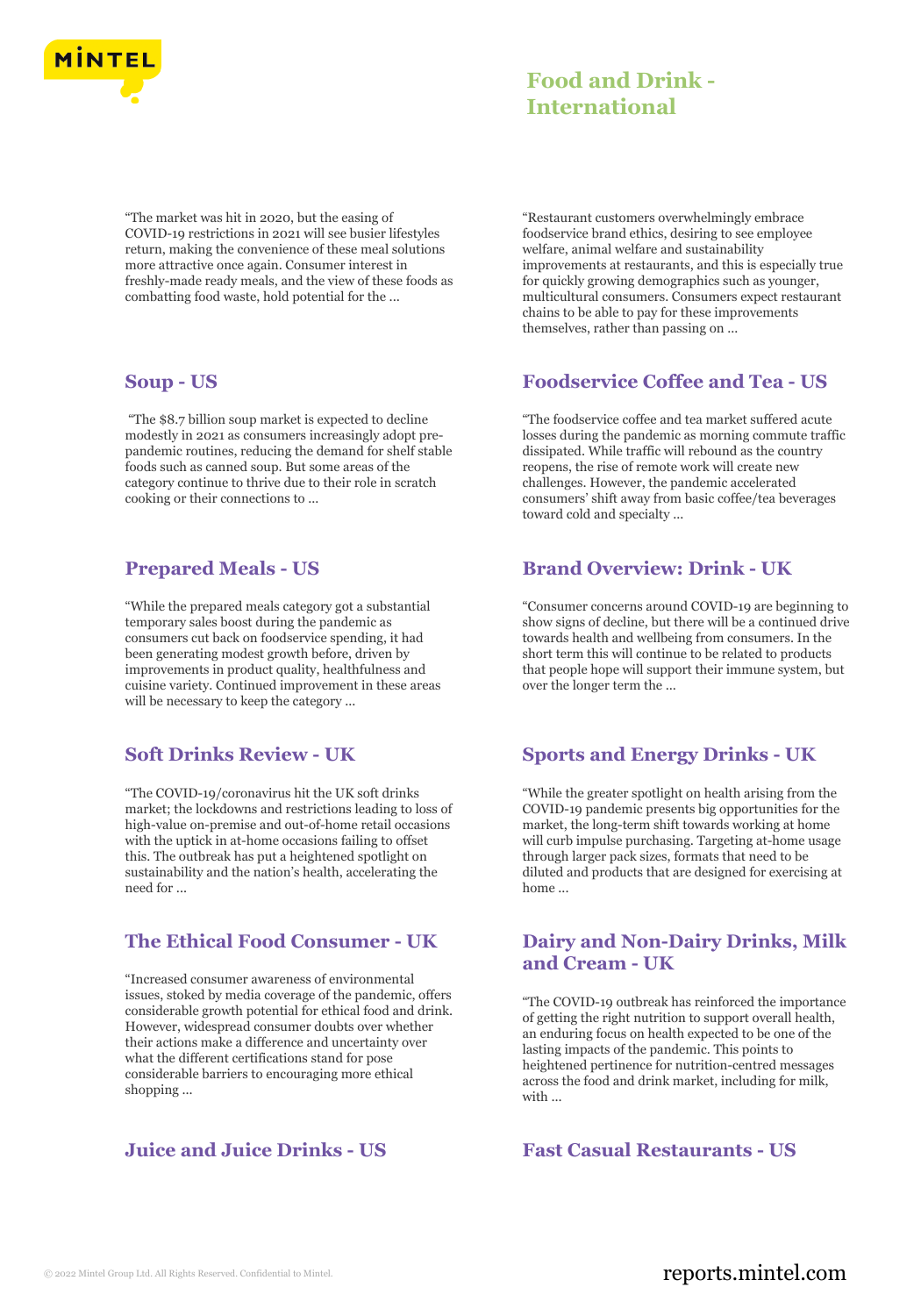# Food and Drink - International

"The market was hit in 2020, but the easing of COVID-19 restrictions in 2021 will see busier lifestyles return, making the convenience of these meal solutions more attractive once again. Consumer interest in freshly-made ready meals, and the view of these foods as combatting food waste, hold potential for the ...

"Restaurant customers overwhelmingly embrace foodservice brand ethics, desiring to see employee welfare, animal welfare and sustainability improvements at restaurants, and this is especially true for quickly growing demographics such as younger, multicultural consumers. Consumers expect restaurant chains to be able to pay for these improvements themselves, rather than passing on ...

## Soup - US

"The $8.7 billion soup market is expected to decline modestly in 2021 as consumers increasingly adopt pre-pandemic routines, reducing the demand for shelf stable foods such as canned soup. But some areas of the category continue to thrive due to their role in scratch cooking or their connections to ...

## Foodservice Coffee and Tea - US

"The foodservice coffee and tea market suffered acute losses during the pandemic as morning commute traffic dissipated. While traffic will rebound as the country reopens, the rise of remote work will create new challenges. However, the pandemic accelerated consumers' shift away from basic coffee/tea beverages toward cold and specialty ...

## Prepared Meals - US

"While the prepared meals category got a substantial temporary sales boost during the pandemic as consumers cut back on foodservice spending, it had been generating modest growth before, driven by improvements in product quality, healthfulness and cuisine variety. Continued improvement in these areas will be necessary to keep the category ...

## Brand Overview: Drink - UK

"Consumer concerns around COVID-19 are beginning to show signs of decline, but there will be a continued drive towards health and wellbeing from consumers. In the short term this will continue to be related to products that people hope will support their immune system, but over the longer term the ...

## Soft Drinks Review - UK

"The COVID-19/coronavirus hit the UK soft drinks market; the lockdowns and restrictions leading to loss of high-value on-premise and out-of-home retail occasions with the uptick in at-home occasions failing to offset this. The outbreak has put a heightened spotlight on sustainability and the nation's health, accelerating the need for ...

## Sports and Energy Drinks - UK

"While the greater spotlight on health arising from the COVID-19 pandemic presents big opportunities for the market, the long-term shift towards working at home will curb impulse purchasing. Targeting at-home usage through larger pack sizes, formats that need to be diluted and products that are designed for exercising at home ...

## The Ethical Food Consumer - UK

"Increased consumer awareness of environmental issues, stoked by media coverage of the pandemic, offers considerable growth potential for ethical food and drink. However, widespread consumer doubts over whether their actions make a difference and uncertainty over what the different certifications stand for pose considerable barriers to encouraging more ethical shopping ...

## Dairy and Non-Dairy Drinks, Milk and Cream - UK

"The COVID-19 outbreak has reinforced the importance of getting the right nutrition to support overall health, an enduring focus on health expected to be one of the lasting impacts of the pandemic. This points to heightened pertinence for nutrition-centred messages across the food and drink market, including for milk, with ...

## Juice and Juice Drinks - US

## Fast Casual Restaurants - US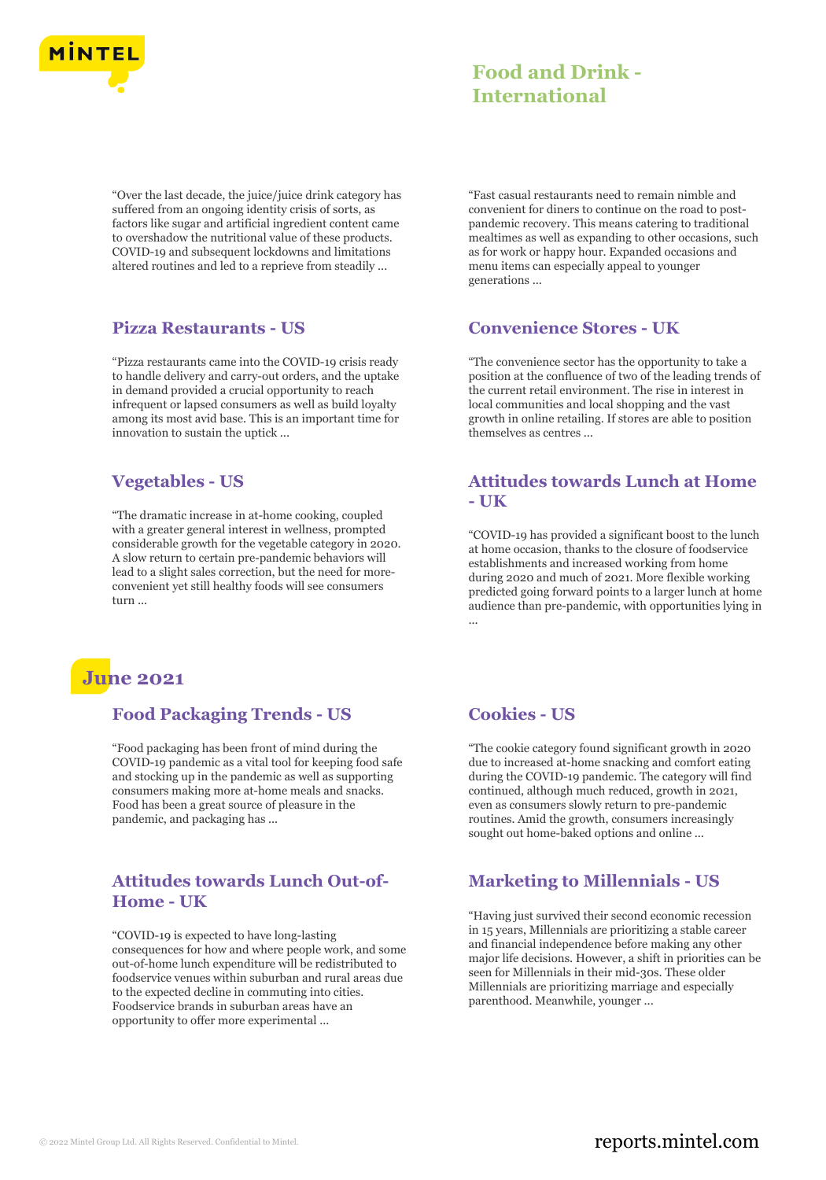"Over the last decade, the juice/juice drink category has suffered from an ongoing identity crisis of sorts, as factors like sugar and artificial ingredient content came to overshadow the nutritional value of these products. COVID-19 and subsequent lockdowns and limitations altered routines and led to a reprieve from steadily ...

"Fast casual restaurants need to remain nimble and convenient for diners to continue on the road to post-pandemic recovery. This means catering to traditional mealtimes as well as expanding to other occasions, such as for work or happy hour. Expanded occasions and menu items can especially appeal to younger generations ...

### Pizza Restaurants - US

"Pizza restaurants came into the COVID-19 crisis ready to handle delivery and carry-out orders, and the uptake in demand provided a crucial opportunity to reach infrequent or lapsed consumers as well as build loyalty among its most avid base. This is an important time for innovation to sustain the uptick ...

### Convenience Stores - UK

"The convenience sector has the opportunity to take a position at the confluence of two of the leading trends of the current retail environment. The rise in interest in local communities and local shopping and the vast growth in online retailing. If stores are able to position themselves as centres ...

### Vegetables - US

"The dramatic increase in at-home cooking, coupled with a greater general interest in wellness, prompted considerable growth for the vegetable category in 2020. A slow return to certain pre-pandemic behaviors will lead to a slight sales correction, but the need for more-convenient yet still healthy foods will see consumers turn ...

### Attitudes towards Lunch at Home - UK

"COVID-19 has provided a significant boost to the lunch at home occasion, thanks to the closure of foodservice establishments and increased working from home during 2020 and much of 2021. More flexible working predicted going forward points to a larger lunch at home audience than pre-pandemic, with opportunities lying in ...

## June 2021

### Food Packaging Trends - US

"Food packaging has been front of mind during the COVID-19 pandemic as a vital tool for keeping food safe and stocking up in the pandemic as well as supporting consumers making more at-home meals and snacks. Food has been a great source of pleasure in the pandemic, and packaging has ...

### Cookies - US

"The cookie category found significant growth in 2020 due to increased at-home snacking and comfort eating during the COVID-19 pandemic. The category will find continued, although much reduced, growth in 2021, even as consumers slowly return to pre-pandemic routines. Amid the growth, consumers increasingly sought out home-baked options and online ...

### Attitudes towards Lunch Out-of-Home - UK

"COVID-19 is expected to have long-lasting consequences for how and where people work, and some out-of-home lunch expenditure will be redistributed to foodservice venues within suburban and rural areas due to the expected decline in commuting into cities. Foodservice brands in suburban areas have an opportunity to offer more experimental ...

### Marketing to Millennials - US

"Having just survived their second economic recession in 15 years, Millennials are prioritizing a stable career and financial independence before making any other major life decisions. However, a shift in priorities can be seen for Millennials in their mid-30s. These older Millennials are prioritizing marriage and especially parenthood. Meanwhile, younger ...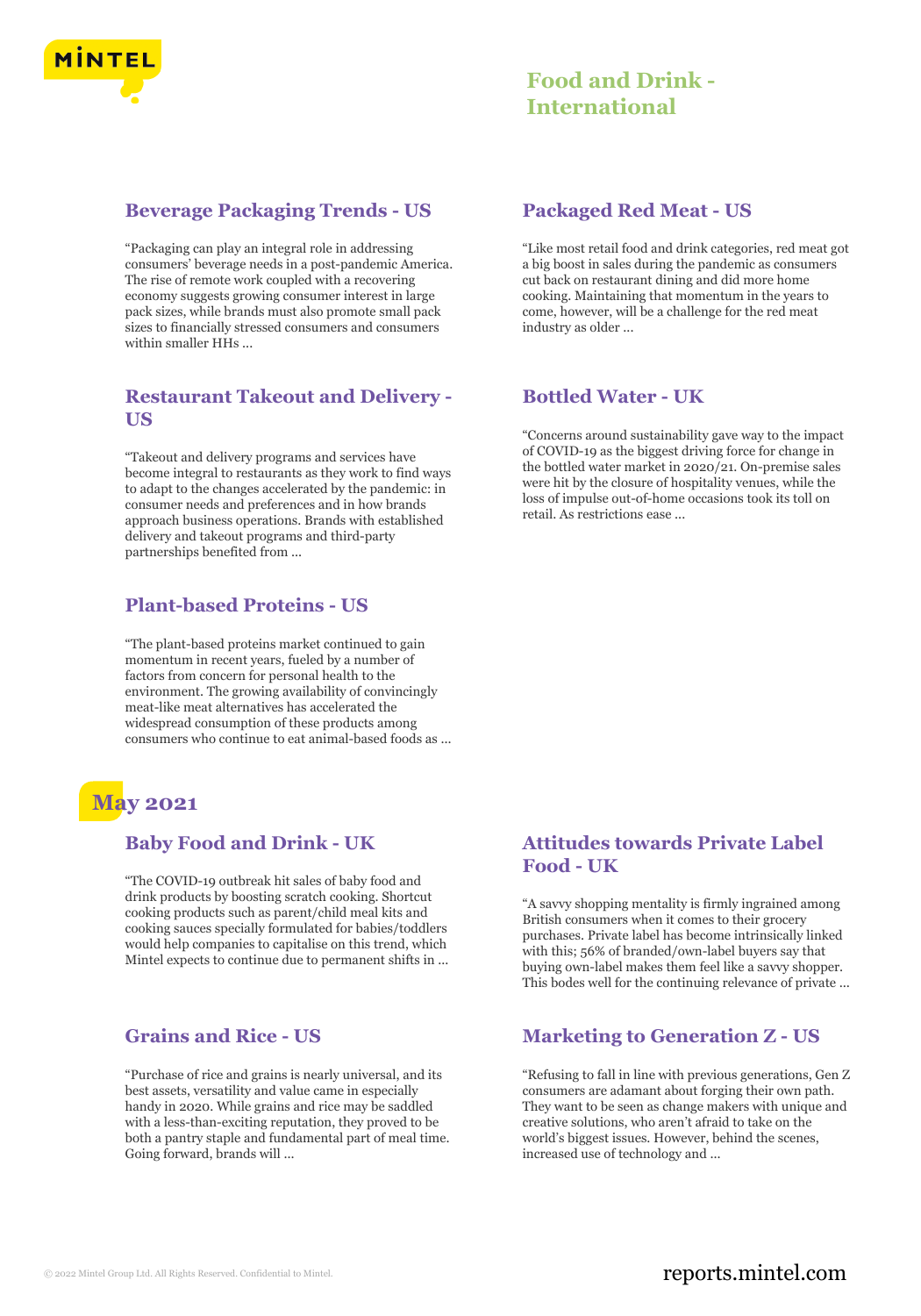## Beverage Packaging Trends - US

"Packaging can play an integral role in addressing consumers' beverage needs in a post-pandemic America. The rise of remote work coupled with a recovering economy suggests growing consumer interest in large pack sizes, while brands must also promote small pack sizes to financially stressed consumers and consumers within smaller HHs ...

## Restaurant Takeout and Delivery - US

"Takeout and delivery programs and services have become integral to restaurants as they work to find ways to adapt to the changes accelerated by the pandemic: in consumer needs and preferences and in how brands approach business operations. Brands with established delivery and takeout programs and third-party partnerships benefited from ...

## Plant-based Proteins - US

"The plant-based proteins market continued to gain momentum in recent years, fueled by a number of factors from concern for personal health to the environment. The growing availability of convincingly meat-like meat alternatives has accelerated the widespread consumption of these products among consumers who continue to eat animal-based foods as ...

## Packaged Red Meat - US

"Like most retail food and drink categories, red meat got a big boost in sales during the pandemic as consumers cut back on restaurant dining and did more home cooking. Maintaining that momentum in the years to come, however, will be a challenge for the red meat industry as older ...

## Bottled Water - UK

"Concerns around sustainability gave way to the impact of COVID-19 as the biggest driving force for change in the bottled water market in 2020/21. On-premise sales were hit by the closure of hospitality venues, while the loss of impulse out-of-home occasions took its toll on retail. As restrictions ease ...

# May 2021

## Baby Food and Drink - UK

"The COVID-19 outbreak hit sales of baby food and drink products by boosting scratch cooking. Shortcut cooking products such as parent/child meal kits and cooking sauces specially formulated for babies/toddlers would help companies to capitalise on this trend, which Mintel expects to continue due to permanent shifts in ...

## Grains and Rice - US

"Purchase of rice and grains is nearly universal, and its best assets, versatility and value came in especially handy in 2020. While grains and rice may be saddled with a less-than-exciting reputation, they proved to be both a pantry staple and fundamental part of meal time. Going forward, brands will ...

## Attitudes towards Private Label Food - UK

"A savvy shopping mentality is firmly ingrained among British consumers when it comes to their grocery purchases. Private label has become intrinsically linked with this; 56% of branded/own-label buyers say that buying own-label makes them feel like a savvy shopper. This bodes well for the continuing relevance of private ...

## Marketing to Generation Z - US

"Refusing to fall in line with previous generations, Gen Z consumers are adamant about forging their own path. They want to be seen as change makers with unique and creative solutions, who aren't afraid to take on the world's biggest issues. However, behind the scenes, increased use of technology and ...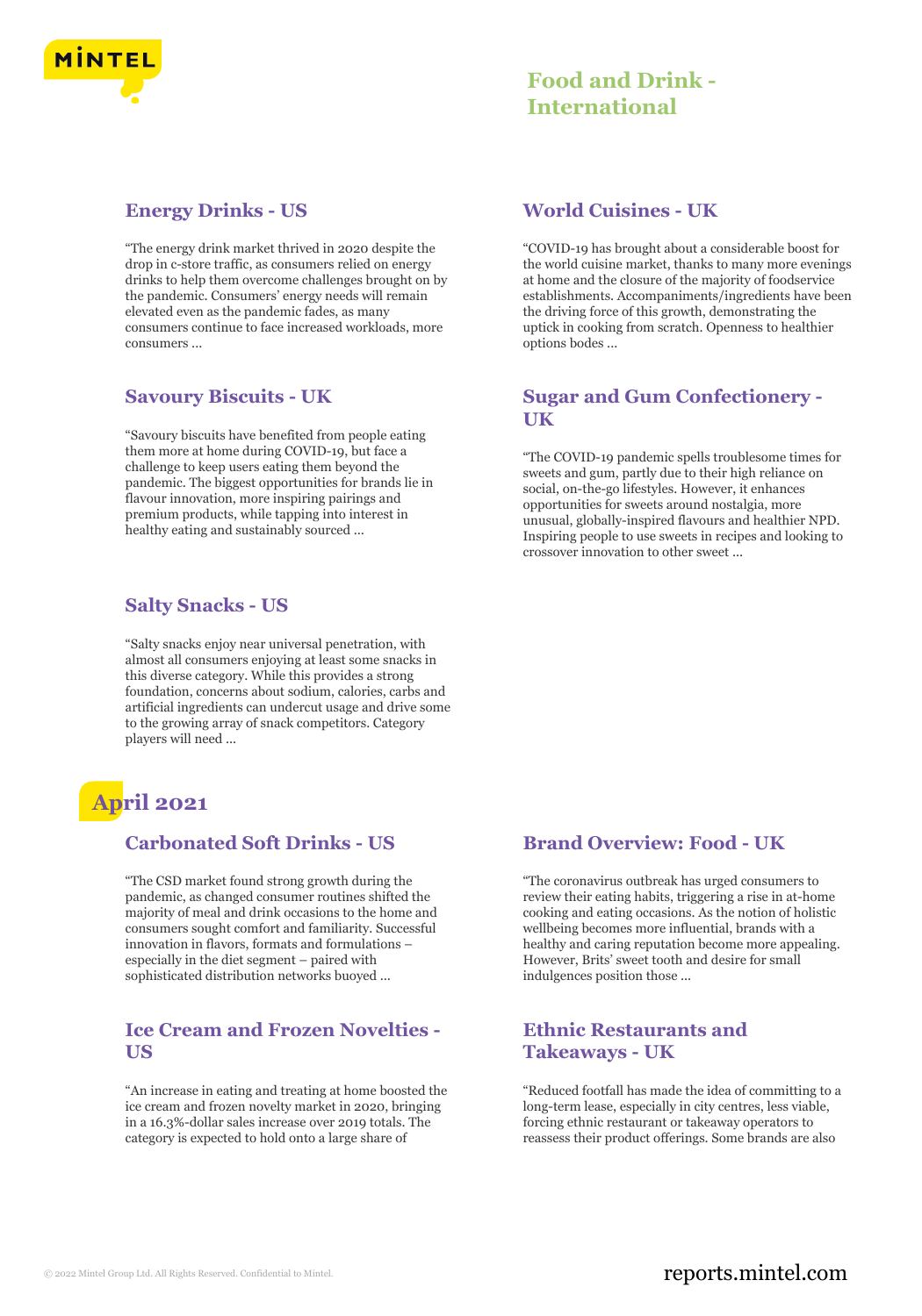## Energy Drinks - US

"The energy drink market thrived in 2020 despite the drop in c-store traffic, as consumers relied on energy drinks to help them overcome challenges brought on by the pandemic. Consumers' energy needs will remain elevated even as the pandemic fades, as many consumers continue to face increased workloads, more consumers ...

## Savoury Biscuits - UK

"Savoury biscuits have benefited from people eating them more at home during COVID-19, but face a challenge to keep users eating them beyond the pandemic. The biggest opportunities for brands lie in flavour innovation, more inspiring pairings and premium products, while tapping into interest in healthy eating and sustainably sourced ...

## Salty Snacks - US

"Salty snacks enjoy near universal penetration, with almost all consumers enjoying at least some snacks in this diverse category. While this provides a strong foundation, concerns about sodium, calories, carbs and artificial ingredients can undercut usage and drive some to the growing array of snack competitors. Category players will need ...

## World Cuisines - UK

"COVID-19 has brought about a considerable boost for the world cuisine market, thanks to many more evenings at home and the closure of the majority of foodservice establishments. Accompaniments/ingredients have been the driving force of this growth, demonstrating the uptick in cooking from scratch. Openness to healthier options bodes ...

## Sugar and Gum Confectionery - UK

"The COVID-19 pandemic spells troublesome times for sweets and gum, partly due to their high reliance on social, on-the-go lifestyles. However, it enhances opportunities for sweets around nostalgia, more unusual, globally-inspired flavours and healthier NPD. Inspiring people to use sweets in recipes and looking to crossover innovation to other sweet ...

# April 2021

## Carbonated Soft Drinks - US

"The CSD market found strong growth during the pandemic, as changed consumer routines shifted the majority of meal and drink occasions to the home and consumers sought comfort and familiarity. Successful innovation in flavors, formats and formulations – especially in the diet segment – paired with sophisticated distribution networks buoyed ...

## Ice Cream and Frozen Novelties - US

"An increase in eating and treating at home boosted the ice cream and frozen novelty market in 2020, bringing in a 16.3%-dollar sales increase over 2019 totals. The category is expected to hold onto a large share of

## Brand Overview: Food - UK

"The coronavirus outbreak has urged consumers to review their eating habits, triggering a rise in at-home cooking and eating occasions. As the notion of holistic wellbeing becomes more influential, brands with a healthy and caring reputation become more appealing. However, Brits' sweet tooth and desire for small indulgences position those ...

## Ethnic Restaurants and Takeaways - UK

"Reduced footfall has made the idea of committing to a long-term lease, especially in city centres, less viable, forcing ethnic restaurant or takeaway operators to reassess their product offerings. Some brands are also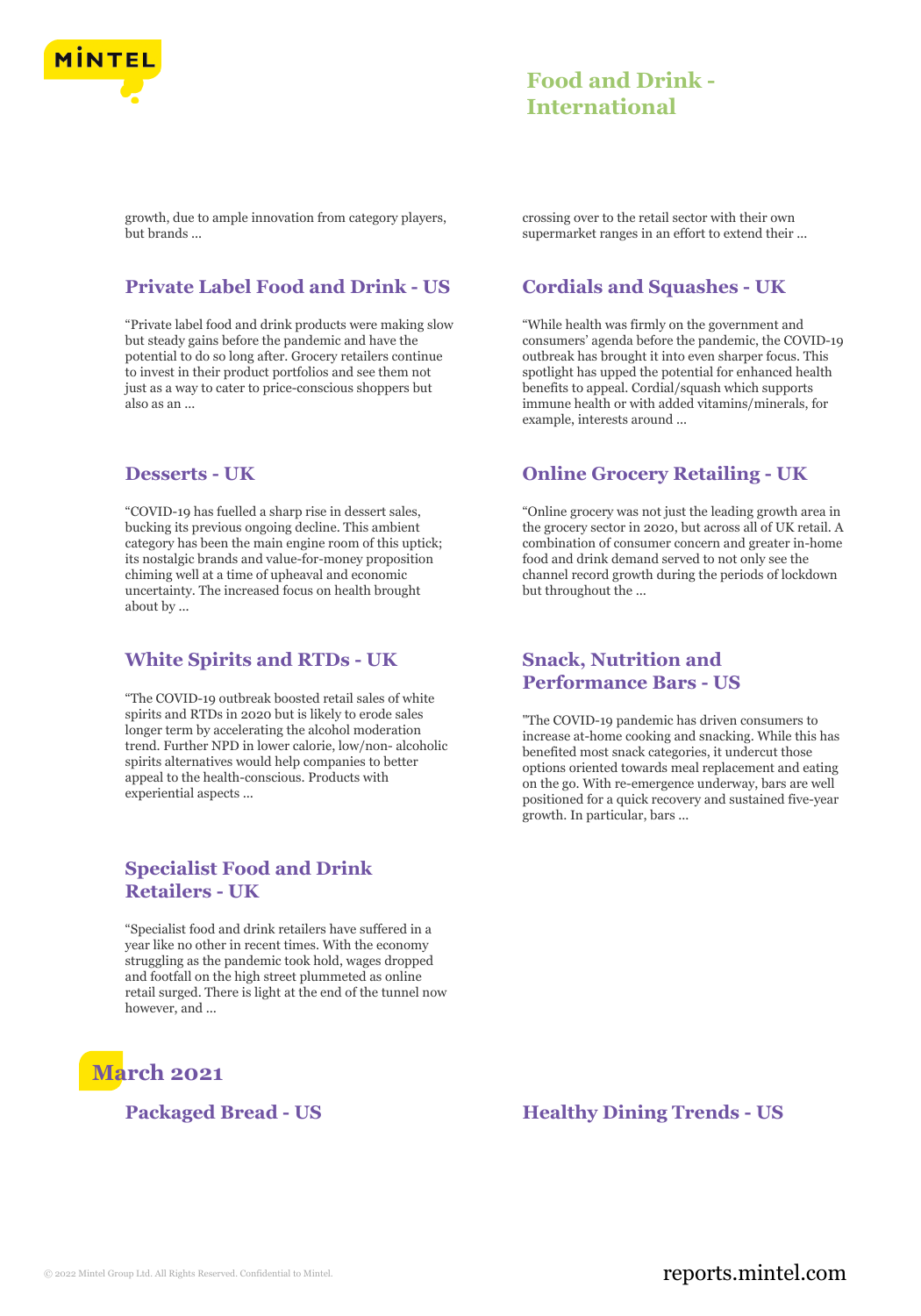growth, due to ample innovation from category players, but brands ...

crossing over to the retail sector with their own supermarket ranges in an effort to extend their ...

### Private Label Food and Drink - US

"Private label food and drink products were making slow but steady gains before the pandemic and have the potential to do so long after. Grocery retailers continue to invest in their product portfolios and see them not just as a way to cater to price-conscious shoppers but also as an ...

### Desserts - UK

"COVID-19 has fuelled a sharp rise in dessert sales, bucking its previous ongoing decline. This ambient category has been the main engine room of this uptick; its nostalgic brands and value-for-money proposition chiming well at a time of upheaval and economic uncertainty. The increased focus on health brought about by ...

### White Spirits and RTDs - UK

"The COVID-19 outbreak boosted retail sales of white spirits and RTDs in 2020 but is likely to erode sales longer term by accelerating the alcohol moderation trend. Further NPD in lower calorie, low/non- alcoholic spirits alternatives would help companies to better appeal to the health-conscious. Products with experiential aspects ...

### Specialist Food and Drink Retailers - UK

"Specialist food and drink retailers have suffered in a year like no other in recent times. With the economy struggling as the pandemic took hold, wages dropped and footfall on the high street plummeted as online retail surged. There is light at the end of the tunnel now however, and ...

### Cordials and Squashes - UK

"While health was firmly on the government and consumers' agenda before the pandemic, the COVID-19 outbreak has brought it into even sharper focus. This spotlight has upped the potential for enhanced health benefits to appeal. Cordial/squash which supports immune health or with added vitamins/minerals, for example, interests around ...

### Online Grocery Retailing - UK

"Online grocery was not just the leading growth area in the grocery sector in 2020, but across all of UK retail. A combination of consumer concern and greater in-home food and drink demand served to not only see the channel record growth during the periods of lockdown but throughout the ...

### Snack, Nutrition and Performance Bars - US

"The COVID-19 pandemic has driven consumers to increase at-home cooking and snacking. While this has benefited most snack categories, it undercut those options oriented towards meal replacement and eating on the go. With re-emergence underway, bars are well positioned for a quick recovery and sustained five-year growth. In particular, bars ...

## March 2021

### Packaged Bread - US

### Healthy Dining Trends - US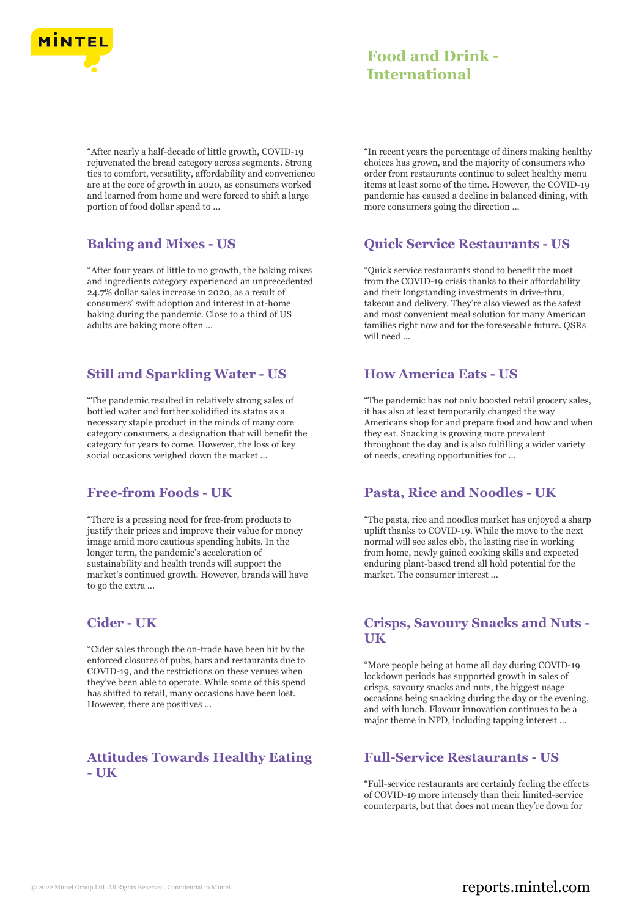“After nearly a half-decade of little growth, COVID-19 rejuvenated the bread category across segments. Strong ties to comfort, versatility, affordability and convenience are at the core of growth in 2020, as consumers worked and learned from home and were forced to shift a large portion of food dollar spend to ...

## Baking and Mixes - US

“After four years of little to no growth, the baking mixes and ingredients category experienced an unprecedented 24.7% dollar sales increase in 2020, as a result of consumers' swift adoption and interest in at-home baking during the pandemic. Close to a third of US adults are baking more often ...

## Still and Sparkling Water - US

“The pandemic resulted in relatively strong sales of bottled water and further solidified its status as a necessary staple product in the minds of many core category consumers, a designation that will benefit the category for years to come. However, the loss of key social occasions weighed down the market ...

## Free-from Foods - UK

“There is a pressing need for free-from products to justify their prices and improve their value for money image amid more cautious spending habits. In the longer term, the pandemic's acceleration of sustainability and health trends will support the market's continued growth. However, brands will have to go the extra ...

## Cider - UK

“Cider sales through the on-trade have been hit by the enforced closures of pubs, bars and restaurants due to COVID-19, and the restrictions on these venues when they've been able to operate. While some of this spend has shifted to retail, many occasions have been lost. However, there are positives ...

## Attitudes Towards Healthy Eating - UK

“In recent years the percentage of diners making healthy choices has grown, and the majority of consumers who order from restaurants continue to select healthy menu items at least some of the time. However, the COVID-19 pandemic has caused a decline in balanced dining, with more consumers going the direction ...

## Quick Service Restaurants - US

“Quick service restaurants stood to benefit the most from the COVID-19 crisis thanks to their affordability and their longstanding investments in drive-thru, takeout and delivery. They're also viewed as the safest and most convenient meal solution for many American families right now and for the foreseeable future. QSRs will need ...

## How America Eats - US

“The pandemic has not only boosted retail grocery sales, it has also at least temporarily changed the way Americans shop for and prepare food and how and when they eat. Snacking is growing more prevalent throughout the day and is also fulfilling a wider variety of needs, creating opportunities for ...

## Pasta, Rice and Noodles - UK

“The pasta, rice and noodles market has enjoyed a sharp uplift thanks to COVID-19. While the move to the next normal will see sales ebb, the lasting rise in working from home, newly gained cooking skills and expected enduring plant-based trend all hold potential for the market. The consumer interest ...

## Crisps, Savoury Snacks and Nuts - UK

“More people being at home all day during COVID-19 lockdown periods has supported growth in sales of crisps, savoury snacks and nuts, the biggest usage occasions being snacking during the day or the evening, and with lunch. Flavour innovation continues to be a major theme in NPD, including tapping interest ...

## Full-Service Restaurants - US

“Full-service restaurants are certainly feeling the effects of COVID-19 more intensely than their limited-service counterparts, but that does not mean they're down for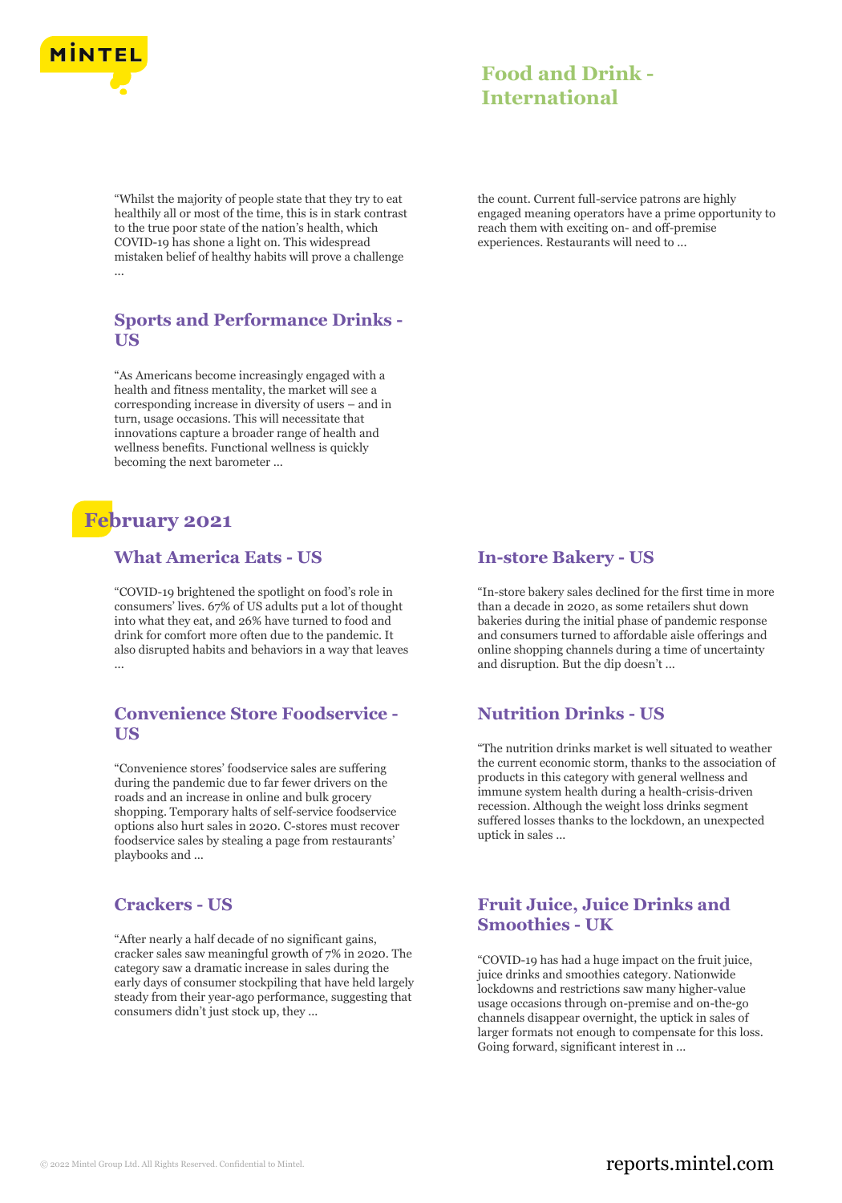"Whilst the majority of people state that they try to eat healthily all or most of the time, this is in stark contrast to the true poor state of the nation's health, which COVID-19 has shone a light on. This widespread mistaken belief of healthy habits will prove a challenge ...

the count. Current full-service patrons are highly engaged meaning operators have a prime opportunity to reach them with exciting on- and off-premise experiences. Restaurants will need to ...

### Sports and Performance Drinks - US

"As Americans become increasingly engaged with a health and fitness mentality, the market will see a corresponding increase in diversity of users – and in turn, usage occasions. This will necessitate that innovations capture a broader range of health and wellness benefits. Functional wellness is quickly becoming the next barometer ...

## February 2021

### What America Eats - US

"COVID-19 brightened the spotlight on food's role in consumers' lives. 67% of US adults put a lot of thought into what they eat, and 26% have turned to food and drink for comfort more often due to the pandemic. It also disrupted habits and behaviors in a way that leaves ...

### In-store Bakery - US

"In-store bakery sales declined for the first time in more than a decade in 2020, as some retailers shut down bakeries during the initial phase of pandemic response and consumers turned to affordable aisle offerings and online shopping channels during a time of uncertainty and disruption. But the dip doesn't ...

### Convenience Store Foodservice - US

"Convenience stores' foodservice sales are suffering during the pandemic due to far fewer drivers on the roads and an increase in online and bulk grocery shopping. Temporary halts of self-service foodservice options also hurt sales in 2020. C-stores must recover foodservice sales by stealing a page from restaurants' playbooks and ...

### Nutrition Drinks - US

"The nutrition drinks market is well situated to weather the current economic storm, thanks to the association of products in this category with general wellness and immune system health during a health-crisis-driven recession. Although the weight loss drinks segment suffered losses thanks to the lockdown, an unexpected uptick in sales ...

### Crackers - US

"After nearly a half decade of no significant gains, cracker sales saw meaningful growth of 7% in 2020. The category saw a dramatic increase in sales during the early days of consumer stockpiling that have held largely steady from their year-ago performance, suggesting that consumers didn't just stock up, they ...

### Fruit Juice, Juice Drinks and Smoothies - UK

"COVID-19 has had a huge impact on the fruit juice, juice drinks and smoothies category. Nationwide lockdowns and restrictions saw many higher-value usage occasions through on-premise and on-the-go channels disappear overnight, the uptick in sales of larger formats not enough to compensate for this loss. Going forward, significant interest in ...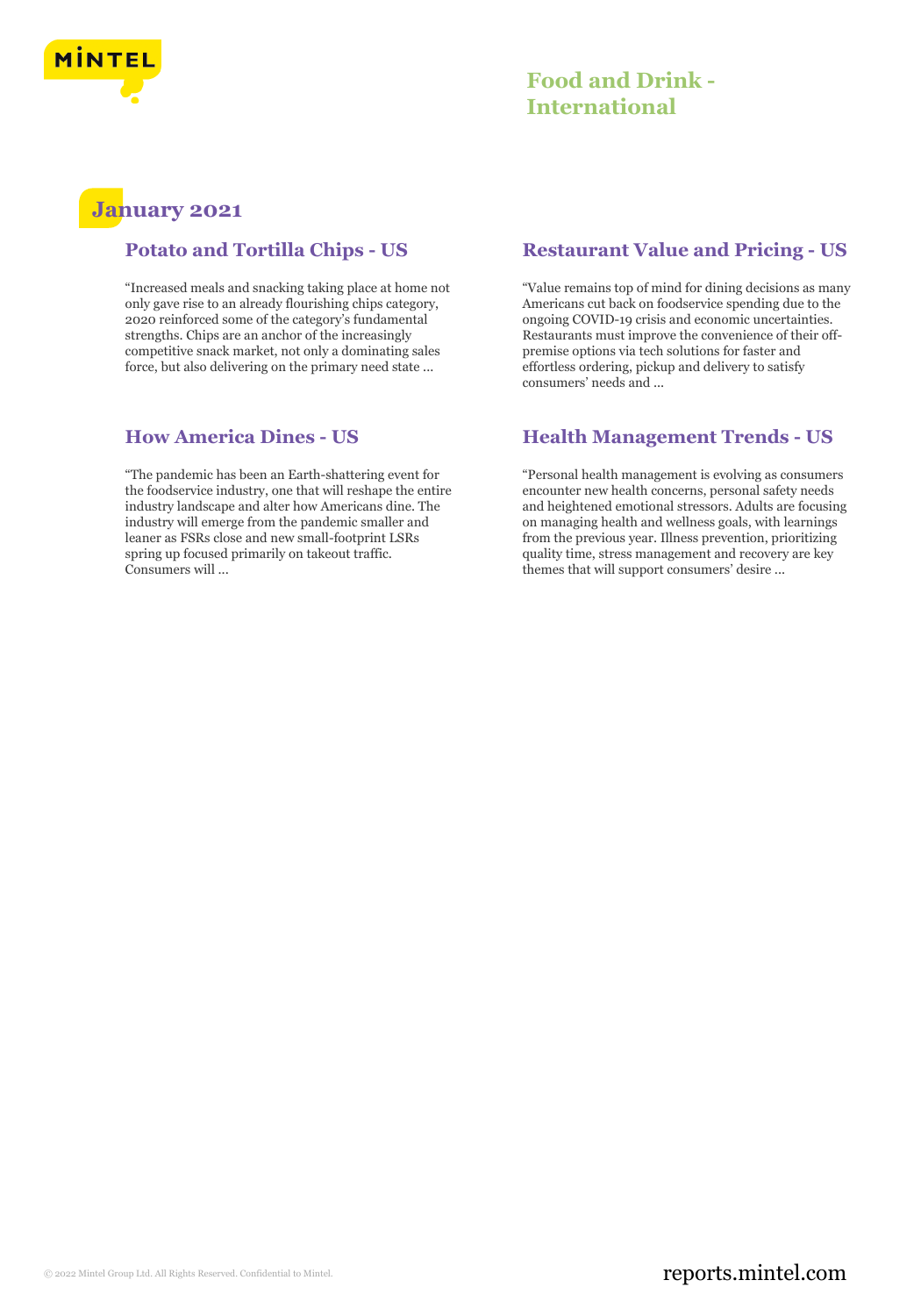## January 2021

### Potato and Tortilla Chips - US

"Increased meals and snacking taking place at home not only gave rise to an already flourishing chips category, 2020 reinforced some of the category's fundamental strengths. Chips are an anchor of the increasingly competitive snack market, not only a dominating sales force, but also delivering on the primary need state ...

### Restaurant Value and Pricing - US

"Value remains top of mind for dining decisions as many Americans cut back on foodservice spending due to the ongoing COVID-19 crisis and economic uncertainties. Restaurants must improve the convenience of their off-premise options via tech solutions for faster and effortless ordering, pickup and delivery to satisfy consumers' needs and ...

### How America Dines - US

"The pandemic has been an Earth-shattering event for the foodservice industry, one that will reshape the entire industry landscape and alter how Americans dine. The industry will emerge from the pandemic smaller and leaner as FSRs close and new small-footprint LSRs spring up focused primarily on takeout traffic. Consumers will ...

### Health Management Trends - US

"Personal health management is evolving as consumers encounter new health concerns, personal safety needs and heightened emotional stressors. Adults are focusing on managing health and wellness goals, with learnings from the previous year. Illness prevention, prioritizing quality time, stress management and recovery are key themes that will support consumers' desire ...